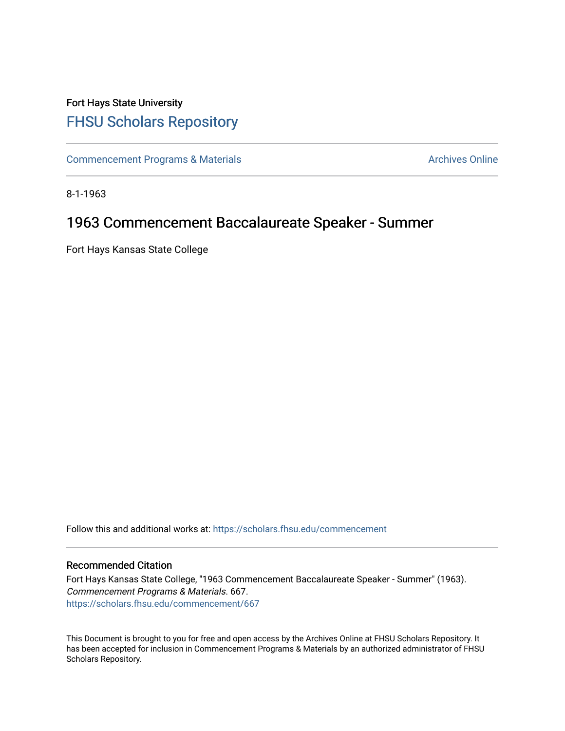Fort Hays State University

# FHSU Scholars Repository

Commencement Programs & Materials

Archives Online

8-1-1963

## 1963 Commencement Baccalaureate Speaker - Summer

Fort Hays Kansas State College

Follow this and additional works at: https://scholars.fhsu.edu/commencement

### Recommended Citation

Fort Hays Kansas State College, "1963 Commencement Baccalaureate Speaker - Summer" (1963). *Commencement Programs & Materials*. 667.
https://scholars.fhsu.edu/commencement/667

This Document is brought to you for free and open access by the Archives Online at FHSU Scholars Repository. It has been accepted for inclusion in Commencement Programs & Materials by an authorized administrator of FHSU Scholars Repository.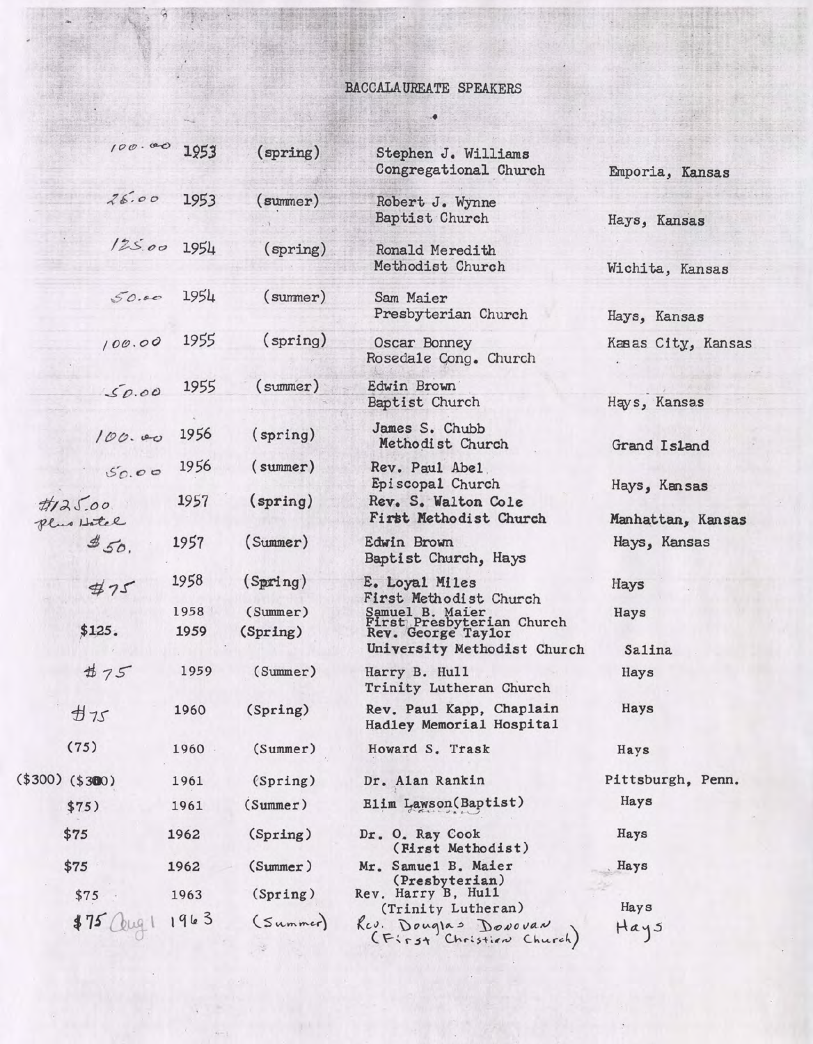# BACCALAUREATE SPEAKERS

| | | | | |
|---|---|---|---|---|
| 100.00 | 1953 | (spring) | Stephen J. Williams<br>Congregational Church | Emporia, Kansas |
| 26.00 | 1953 | (summer) | Robert J. Wynne<br>Baptist Church | Hays, Kansas |
| 125.00 | 1954 | (spring) | Ronald Meredith<br>Methodist Church | Wichita, Kansas |
| 50.00 | 1954 | (summer) | Sam Maier<br>Presbyterian Church | Hays, Kansas |
| 100.00 | 1955 | (spring) | Oscar Bonney<br>Rosedale Cong. Church | Kasas City, Kansas |
| 50.00 | 1955 | (summer) | Edwin Brown<br>Baptist Church | Hays, Kansas |
| 100.00 | 1956 | (spring) | James S. Chubb<br>Methodist Church | Grand Island |
| 50.00 | 1956 | (summer) | Rev. Paul Abel<br>Episcopal Church | Hays, Kansas |
| $125.00 plus Hotel | 1957 | (spring) | Rev. S. Walton Cole<br>First Methodist Church | Manhattan, Kansas |
| $50. | 1957 | (Summer) | Edwin Brown<br>Baptist Church, Hays | Hays, Kansas |
| $75 | 1958 | (Spring) | E. Loyal Miles<br>First Methodist Church | Hays |
| | 1958 | (Summer) | Samuel B. Maier<br>First Presbyterian Church | Hays |
| $125. | 1959 | (Spring) | Rev. George Taylor<br>University Methodist Church | Salina |
| $75 | 1959 | (Summer) | Harry B. Hull<br>Trinity Lutheran Church | Hays |
| $75 | 1960 | (Spring) | Rev. Paul Kapp, Chaplain<br>Hadley Memorial Hospital | Hays |
| (75) | 1960 | (Summer) | Howard S. Trask | Hays |
| ($300) ($300) | 1961 | (Spring) | Dr. Alan Rankin | Pittsburgh, Penn. |
| $75) | 1961 | (Summer) | Elim Lawson(Baptist) | Hays |
| $75 | 1962 | (Spring) | Dr. O. Ray Cook<br>(First Methodist) | Hays |
| $75 | 1962 | (Summer) | Mr. Samuel B. Maier<br>(Presbyterian) | Hays |
| $75 | 1963 | (Spring) | Rev. Harry B, Hull<br>(Trinity Lutheran) | Hays |
| $75 Aug 1 | 1963 | (Summer) | Rev. Douglas Donovan<br>(First Christian Church) | Hays |